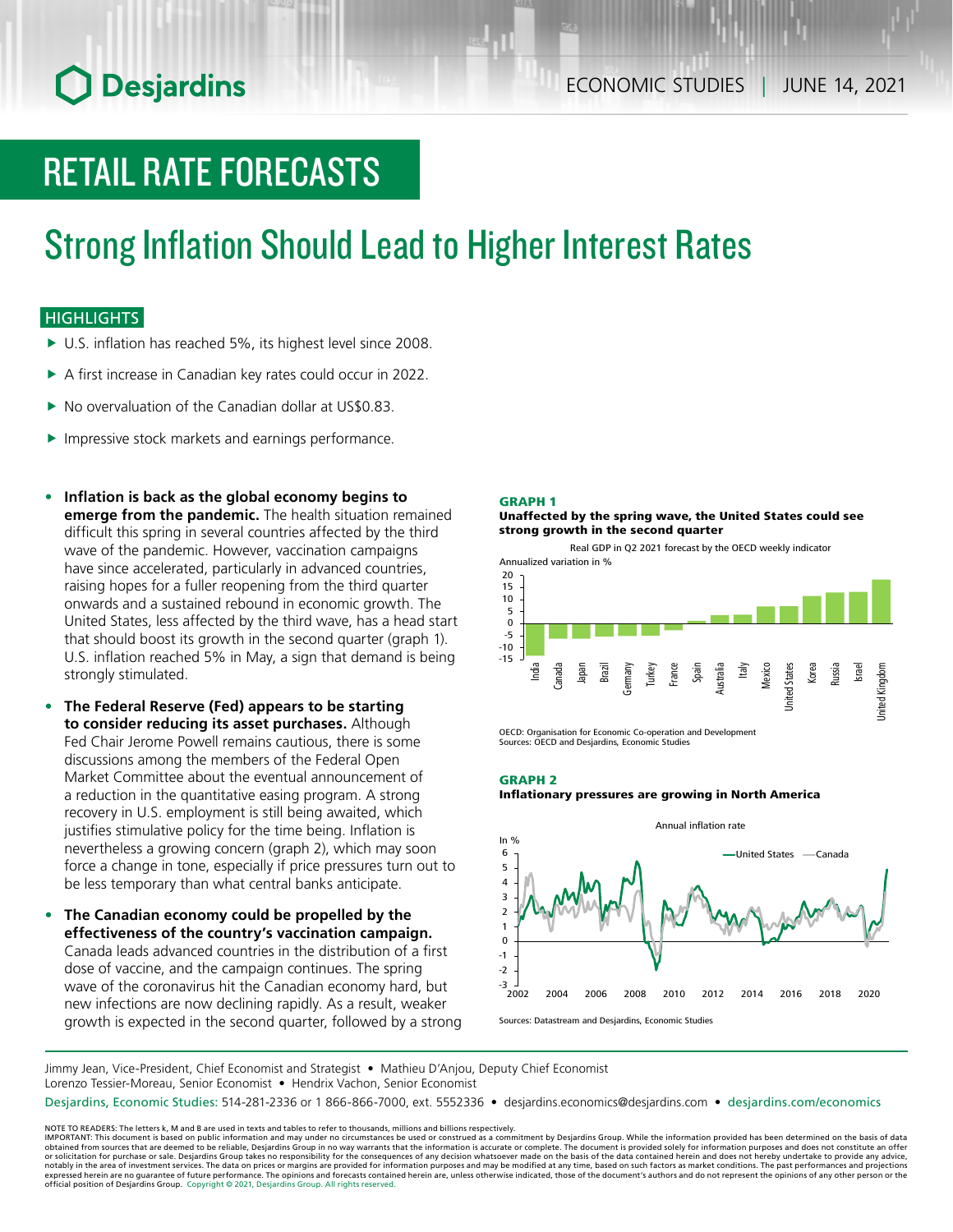Desjardins

ECONOMIC STUDIES | JUNE 14, 2021

# RETAIL RATE FORECASTS

## Strong Inflation Should Lead to Higher Interest Rates

### HIGHLIGHTS

- U.S. inflation has reached 5%, its highest level since 2008.
- A first increase in Canadian key rates could occur in 2022.
- No overvaluation of the Canadian dollar at US$0.83.
- Impressive stock markets and earnings performance.

- **Inflation is back as the global economy begins to emerge from the pandemic.** The health situation remained difficult this spring in several countries affected by the third wave of the pandemic. However, vaccination campaigns have since accelerated, particularly in advanced countries, raising hopes for a fuller reopening from the third quarter onwards and a sustained rebound in economic growth. The United States, less affected by the third wave, has a head start that should boost its growth in the second quarter (graph 1). U.S. inflation reached 5% in May, a sign that demand is being strongly stimulated.
- **The Federal Reserve (Fed) appears to be starting to consider reducing its asset purchases.** Although Fed Chair Jerome Powell remains cautious, there is some discussions among the members of the Federal Open Market Committee about the eventual announcement of a reduction in the quantitative easing program. A strong recovery in U.S. employment is still being awaited, which justifies stimulative policy for the time being. Inflation is nevertheless a growing concern (graph 2), which may soon force a change in tone, especially if price pressures turn out to be less temporary than what central banks anticipate.
- **The Canadian economy could be propelled by the effectiveness of the country's vaccination campaign.** Canada leads advanced countries in the distribution of a first dose of vaccine, and the campaign continues. The spring wave of the coronavirus hit the Canadian economy hard, but new infections are now declining rapidly. As a result, weaker growth is expected in the second quarter, followed by a strong

**GRAPH 1**
**Unaffected by the spring wave, the United States could see strong growth in the second quarter**

Real GDP in Q2 2021 forecast by the OECD weekly indicator

Annualized variation in %

OECD: Organisation for Economic Co-operation and Development
Sources: OECD and Desjardins, Economic Studies

**GRAPH 2**
**Inflationary pressures are growing in North America**

Annual inflation rate

In %

Sources: Datastream and Desjardins, Economic Studies

Jimmy Jean, Vice-President, Chief Economist and Strategist • Mathieu D'Anjou, Deputy Chief Economist
Lorenzo Tessier-Moreau, Senior Economist • Hendrix Vachon, Senior Economist

Desjardins, Economic Studies: 514-281-2336 or 1 866-866-7000, ext. 5552336 • desjardins.economics@desjardins.com • desjardins.com/economics

NOTE TO READERS: The letters k, M and B are used in texts and tables to refer to thousands, millions and billions respectively.
IMPORTANT: This document is based on public information and may under no circumstances be used or construed as a commitment by Desjardins Group. While the information provided has been determined on the basis of data obtained from sources that are deemed to be reliable, Desjardins Group in no way warrants that the information is accurate or complete. The document is provided solely for information purposes and does not constitute an offer or solicitation for purchase or sale. Desjardins Group takes no responsibility for the consequences of any decision whatsoever made on the basis of the data contained herein and does not hereby undertake to provide any advice, notably in the area of investment services. The data on prices or margins are provided for information purposes and may be modified at any time, based on such factors as market conditions. The past performances and projections expressed herein are no guarantee of future performance. The opinions and forecasts contained herein are, unless otherwise indicated, those of the document's authors and do not represent the opinions of any other person or the official position of Desjardins Group. Copyright © 2021, Desjardins Group. All rights reserved.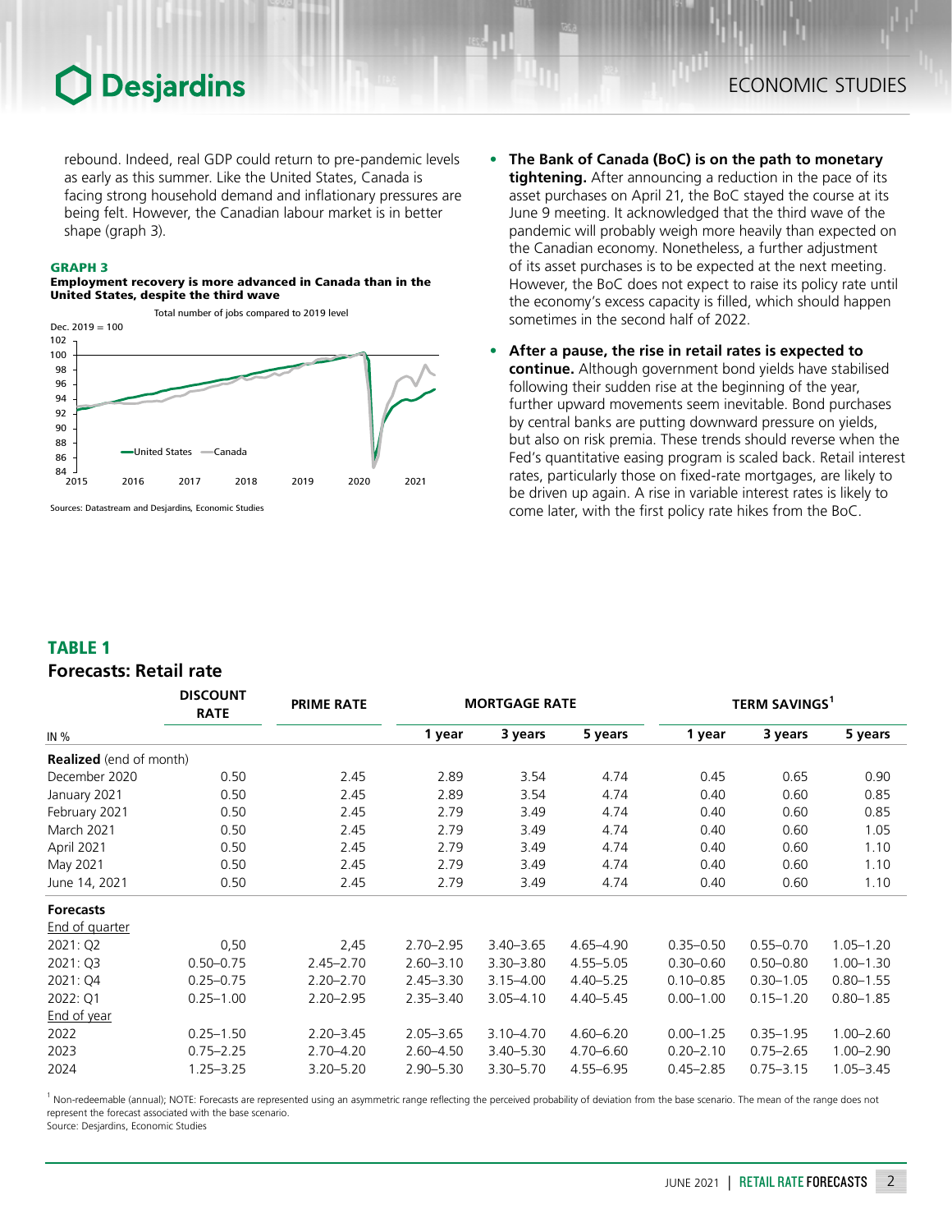rebound. Indeed, real GDP could return to pre-pandemic levels as early as this summer. Like the United States, Canada is facing strong household demand and inflationary pressures are being felt. However, the Canadian labour market is in better shape (graph 3).

**GRAPH 3**
**Employment recovery is more advanced in Canada than in the United States, despite the third wave**

Total number of jobs compared to 2019 level

Dec. 2019 = 100

Sources: Datastream and Desjardins, Economic Studies

- **The Bank of Canada (BoC) is on the path to monetary tightening.** After announcing a reduction in the pace of its asset purchases on April 21, the BoC stayed the course at its June 9 meeting. It acknowledged that the third wave of the pandemic will probably weigh more heavily than expected on the Canadian economy. Nonetheless, a further adjustment of its asset purchases is to be expected at the next meeting. However, the BoC does not expect to raise its policy rate until the economy's excess capacity is filled, which should happen sometimes in the second half of 2022.

- **After a pause, the rise in retail rates is expected to continue.** Although government bond yields have stabilised following their sudden rise at the beginning of the year, further upward movements seem inevitable. Bond purchases by central banks are putting downward pressure on yields, but also on risk premia. These trends should reverse when the Fed's quantitative easing program is scaled back. Retail interest rates, particularly those on fixed-rate mortgages, are likely to be driven up again. A rise in variable interest rates is likely to come later, with the first policy rate hikes from the BoC.

## TABLE 1
## Forecasts: Retail rate

| IN % | DISCOUNT RATE | PRIME RATE | MORTGAGE RATE | | | TERM SAVINGS[1] | | |
|---|---|---|---|---|---|---|---|---|
| | | | 1 year | 3 years | 5 years | 1 year | 3 years | 5 years |
| **Realized** (end of month) | | | | | | | | |
| December 2020 | 0.50 | 2.45 | 2.89 | 3.54 | 4.74 | 0.45 | 0.65 | 0.90 |
| January 2021 | 0.50 | 2.45 | 2.89 | 3.54 | 4.74 | 0.40 | 0.60 | 0.85 |
| February 2021 | 0.50 | 2.45 | 2.79 | 3.49 | 4.74 | 0.40 | 0.60 | 0.85 |
| March 2021 | 0.50 | 2.45 | 2.79 | 3.49 | 4.74 | 0.40 | 0.60 | 1.05 |
| April 2021 | 0.50 | 2.45 | 2.79 | 3.49 | 4.74 | 0.40 | 0.60 | 1.10 |
| May 2021 | 0.50 | 2.45 | 2.79 | 3.49 | 4.74 | 0.40 | 0.60 | 1.10 |
| June 14, 2021 | 0.50 | 2.45 | 2.79 | 3.49 | 4.74 | 0.40 | 0.60 | 1.10 |
| **Forecasts** | | | | | | | | |
| End of quarter | | | | | | | | |
| 2021: Q2 | 0,50 | 2,45 | 2.70–2.95 | 3.40–3.65 | 4.65–4.90 | 0.35–0.50 | 0.55–0.70 | 1.05–1.20 |
| 2021: Q3 | 0.50–0.75 | 2.45–2.70 | 2.60–3.10 | 3.30–3.80 | 4.55–5.05 | 0.30–0.60 | 0.50–0.80 | 1.00–1.30 |
| 2021: Q4 | 0.25–0.75 | 2.20–2.70 | 2.45–3.30 | 3.15–4.00 | 4.40–5.25 | 0.10–0.85 | 0.30–1.05 | 0.80–1.55 |
| 2022: Q1 | 0.25–1.00 | 2.20–2.95 | 2.35–3.40 | 3.05–4.10 | 4.40–5.45 | 0.00–1.00 | 0.15–1.20 | 0.80–1.85 |
| End of year | | | | | | | | |
| 2022 | 0.25–1.50 | 2.20–3.45 | 2.05–3.65 | 3.10–4.70 | 4.60–6.20 | 0.00–1.25 | 0.35–1.95 | 1.00–2.60 |
| 2023 | 0.75–2.25 | 2.70–4.20 | 2.60–4.50 | 3.40–5.30 | 4.70–6.60 | 0.20–2.10 | 0.75–2.65 | 1.00–2.90 |
| 2024 | 1.25–3.25 | 3.20–5.20 | 2.90–5.30 | 3.30–5.70 | 4.55–6.95 | 0.45–2.85 | 0.75–3.15 | 1.05–3.45 |

[1] Non-redeemable (annual); NOTE: Forecasts are represented using an asymmetric range reflecting the perceived probability of deviation from the base scenario. The mean of the range does not represent the forecast associated with the base scenario.
Source: Desjardins, Economic Studies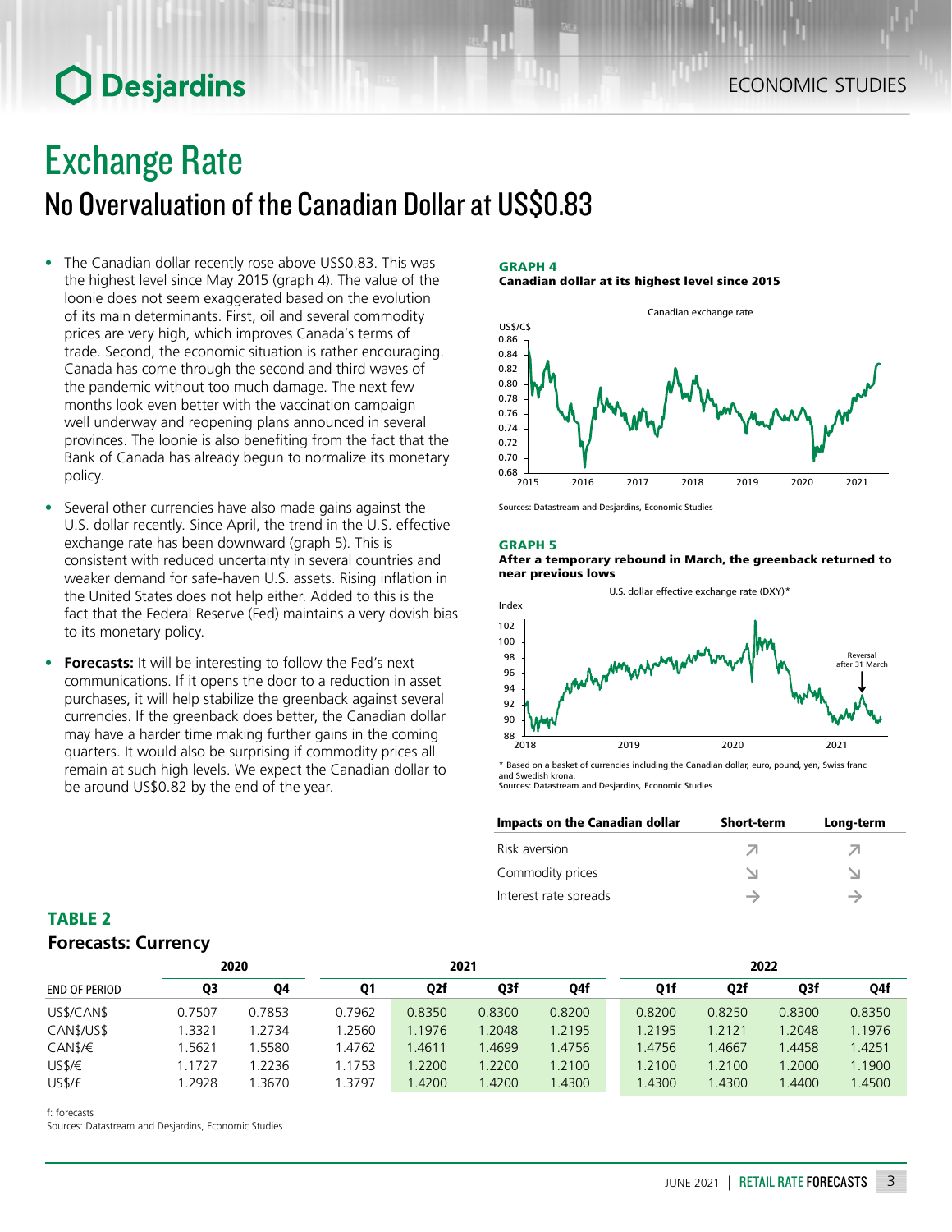# Exchange Rate

## No Overvaluation of the Canadian Dollar at US$0.83

- The Canadian dollar recently rose above US$0.83. This was the highest level since May 2015 (graph 4). The value of the loonie does not seem exaggerated based on the evolution of its main determinants. First, oil and several commodity prices are very high, which improves Canada's terms of trade. Second, the economic situation is rather encouraging. Canada has come through the second and third waves of the pandemic without too much damage. The next few months look even better with the vaccination campaign well underway and reopening plans announced in several provinces. The loonie is also benefiting from the fact that the Bank of Canada has already begun to normalize its monetary policy.
- Several other currencies have also made gains against the U.S. dollar recently. Since April, the trend in the U.S. effective exchange rate has been downward (graph 5). This is consistent with reduced uncertainty in several countries and weaker demand for safe-haven U.S. assets. Rising inflation in the United States does not help either. Added to this is the fact that the Federal Reserve (Fed) maintains a very dovish bias to its monetary policy.
- **Forecasts:** It will be interesting to follow the Fed's next communications. If it opens the door to a reduction in asset purchases, it will help stabilize the greenback against several currencies. If the greenback does better, the Canadian dollar may have a harder time making further gains in the coming quarters. It would also be surprising if commodity prices all remain at such high levels. We expect the Canadian dollar to be around US$0.82 by the end of the year.

**GRAPH 4**
**Canadian dollar at its highest level since 2015**

Sources: Datastream and Desjardins, Economic Studies

**GRAPH 5**
**After a temporary rebound in March, the greenback returned to near previous lows**

\* Based on a basket of currencies including the Canadian dollar, euro, pound, yen, Swiss franc and Swedish krona.
Sources: Datastream and Desjardins, Economic Studies

| Impacts on the Canadian dollar | Short-term | Long-term |
|---|---|---|
| Risk aversion | ↗ | ↗ |
| Commodity prices | ↘ | ↘ |
| Interest rate spreads | → | → |

**TABLE 2**
**Forecasts: Currency**

| | 2020 | | 2021 | | | | 2022 | | | |
|---|---|---|---|---|---|---|---|---|---|---|
| END OF PERIOD | Q3 | Q4 | Q1 | Q2f | Q3f | Q4f | Q1f | Q2f | Q3f | Q4f |
| US$/CAN$ | 0.7507 | 0.7853 | 0.7962 | 0.8350 | 0.8300 | 0.8200 | 0.8200 | 0.8250 | 0.8300 | 0.8350 |
| CAN$/US$ | 1.3321 | 1.2734 | 1.2560 | 1.1976 | 1.2048 | 1.2195 | 1.2195 | 1.2121 | 1.2048 | 1.1976 |
| CAN$/€ | 1.5621 | 1.5580 | 1.4762 | 1.4611 | 1.4699 | 1.4756 | 1.4756 | 1.4667 | 1.4458 | 1.4251 |
| US$/€ | 1.1727 | 1.2236 | 1.1753 | 1.2200 | 1.2200 | 1.2100 | 1.2100 | 1.2100 | 1.2000 | 1.1900 |
| US$/£ | 1.2928 | 1.3670 | 1.3797 | 1.4200 | 1.4200 | 1.4300 | 1.4300 | 1.4300 | 1.4400 | 1.4500 |

f: forecasts
Sources: Datastream and Desjardins, Economic Studies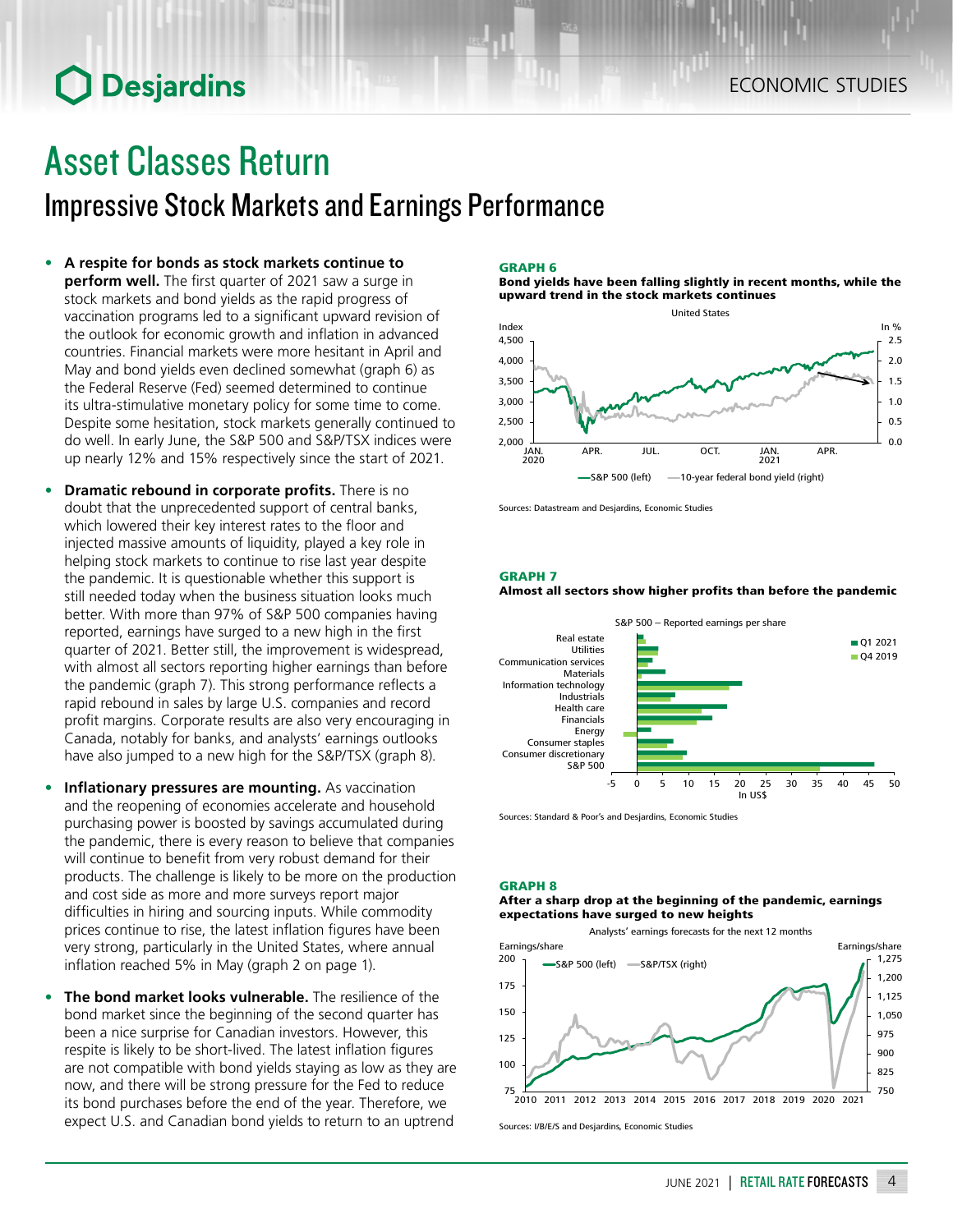# Asset Classes Return

## Impressive Stock Markets and Earnings Performance

- **A respite for bonds as stock markets continue to perform well.** The first quarter of 2021 saw a surge in stock markets and bond yields as the rapid progress of vaccination programs led to a significant upward revision of the outlook for economic growth and inflation in advanced countries. Financial markets were more hesitant in April and May and bond yields even declined somewhat (graph 6) as the Federal Reserve (Fed) seemed determined to continue its ultra-stimulative monetary policy for some time to come. Despite some hesitation, stock markets generally continued to do well. In early June, the S&P 500 and S&P/TSX indices were up nearly 12% and 15% respectively since the start of 2021.

- **Dramatic rebound in corporate profits.** There is no doubt that the unprecedented support of central banks, which lowered their key interest rates to the floor and injected massive amounts of liquidity, played a key role in helping stock markets to continue to rise last year despite the pandemic. It is questionable whether this support is still needed today when the business situation looks much better. With more than 97% of S&P 500 companies having reported, earnings have surged to a new high in the first quarter of 2021. Better still, the improvement is widespread, with almost all sectors reporting higher earnings than before the pandemic (graph 7). This strong performance reflects a rapid rebound in sales by large U.S. companies and record profit margins. Corporate results are also very encouraging in Canada, notably for banks, and analysts' earnings outlooks have also jumped to a new high for the S&P/TSX (graph 8).

- **Inflationary pressures are mounting.** As vaccination and the reopening of economies accelerate and household purchasing power is boosted by savings accumulated during the pandemic, there is every reason to believe that companies will continue to benefit from very robust demand for their products. The challenge is likely to be more on the production and cost side as more and more surveys report major difficulties in hiring and sourcing inputs. While commodity prices continue to rise, the latest inflation figures have been very strong, particularly in the United States, where annual inflation reached 5% in May (graph 2 on page 1).

- **The bond market looks vulnerable.** The resilience of the bond market since the beginning of the second quarter has been a nice surprise for Canadian investors. However, this respite is likely to be short-lived. The latest inflation figures are not compatible with bond yields staying as low as they are now, and there will be strong pressure for the Fed to reduce its bond purchases before the end of the year. Therefore, we expect U.S. and Canadian bond yields to return to an uptrend

**GRAPH 6**
**Bond yields have been falling slightly in recent months, while the upward trend in the stock markets continues**

United States

Sources: Datastream and Desjardins, Economic Studies

**GRAPH 7**
**Almost all sectors show higher profits than before the pandemic**

S&P 500 – Reported earnings per share

Sources: Standard & Poor's and Desjardins, Economic Studies

**GRAPH 8**
**After a sharp drop at the beginning of the pandemic, earnings expectations have surged to new heights**

Analysts' earnings forecasts for the next 12 months

Sources: I/B/E/S and Desjardins, Economic Studies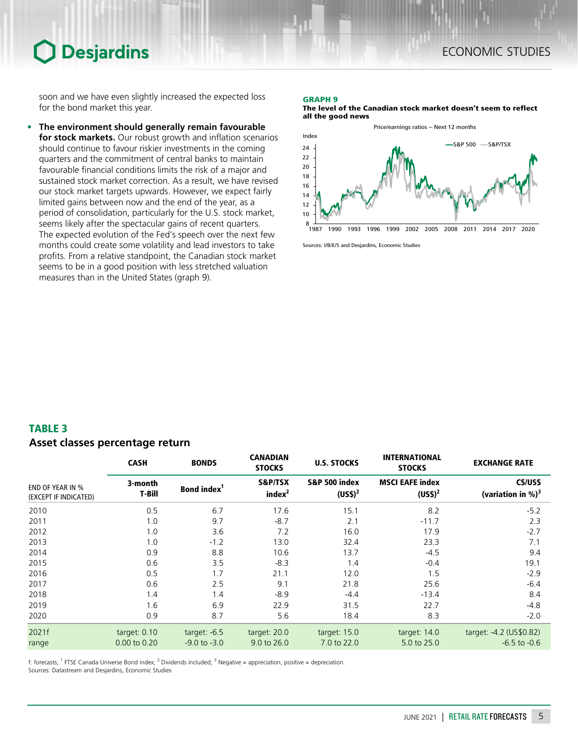soon and we have even slightly increased the expected loss for the bond market this year.

- **The environment should generally remain favourable for stock markets.** Our robust growth and inflation scenarios should continue to favour riskier investments in the coming quarters and the commitment of central banks to maintain favourable financial conditions limits the risk of a major and sustained stock market correction. As a result, we have revised our stock market targets upwards. However, we expect fairly limited gains between now and the end of the year, as a period of consolidation, particularly for the U.S. stock market, seems likely after the spectacular gains of recent quarters. The expected evolution of the Fed's speech over the next few months could create some volatility and lead investors to take profits. From a relative standpoint, the Canadian stock market seems to be in a good position with less stretched valuation measures than in the United States (graph 9).

**GRAPH 9**
**The level of the Canadian stock market doesn't seem to reflect all the good news**

Price/earnings ratios – Next 12 months

Index

24
22
20
18
16
14
12
10
8

1987 1990 1993 1996 1999 2002 2005 2008 2011 2014 2017 2020

S&P 500 — S&P/TSX

Sources: I/B/E/S and Desjardins, Economic Studies

## TABLE 3
### Asset classes percentage return

| | CASH | BONDS | CANADIAN STOCKS | U.S. STOCKS | INTERNATIONAL STOCKS | EXCHANGE RATE |
|---|---|---|---|---|---|---|
| END OF YEAR IN % (EXCEPT IF INDICATED) | 3-month T-Bill | Bond index[1] | S&P/TSX index[2] | S&P 500 index (US$)[2] | MSCI EAFE index (US$)[2] | C$/US$ (variation in %)[3] |
| 2010 | 0.5 | 6.7 | 17.6 | 15.1 | 8.2 | -5.2 |
| 2011 | 1.0 | 9.7 | -8.7 | 2.1 | -11.7 | 2.3 |
| 2012 | 1.0 | 3.6 | 7.2 | 16.0 | 17.9 | -2.7 |
| 2013 | 1.0 | -1.2 | 13.0 | 32.4 | 23.3 | 7.1 |
| 2014 | 0.9 | 8.8 | 10.6 | 13.7 | -4.5 | 9.4 |
| 2015 | 0.6 | 3.5 | -8.3 | 1.4 | -0.4 | 19.1 |
| 2016 | 0.5 | 1.7 | 21.1 | 12.0 | 1.5 | -2.9 |
| 2017 | 0.6 | 2.5 | 9.1 | 21.8 | 25.6 | -6.4 |
| 2018 | 1.4 | 1.4 | -8.9 | -4.4 | -13.4 | 8.4 |
| 2019 | 1.6 | 6.9 | 22.9 | 31.5 | 22.7 | -4.8 |
| 2020 | 0.9 | 8.7 | 5.6 | 18.4 | 8.3 | -2.0 |
| 2021f | target: 0.10 | target: -6.5 | target: 20.0 | target: 15.0 | target: 14.0 | target: -4.2 (US$0.82) |
| range | 0.00 to 0.20 | -9.0 to -3.0 | 9.0 to 26.0 | 7.0 to 22.0 | 5.0 to 25.0 | -6.5 to -0.6 |

f: forecasts; [1] FTSE Canada Universe Bond index; [2] Dividends included; [3] Negative = appreciation, positive = depreciation.
Sources: Datastream and Desjardins, Economic Studies